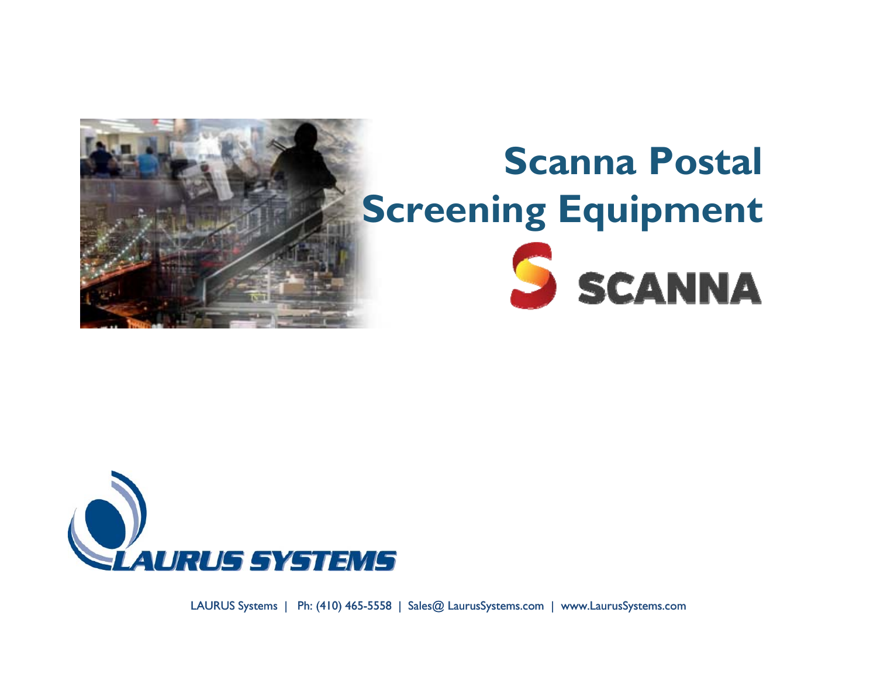# Scanna Postal Screening Equipment

SCANNA

LAURUS SYSTEMS

LAURUS Systems | Ph: (410) 465-5558 | Sales@ LaurusSystems.com | www.LaurusSystems.com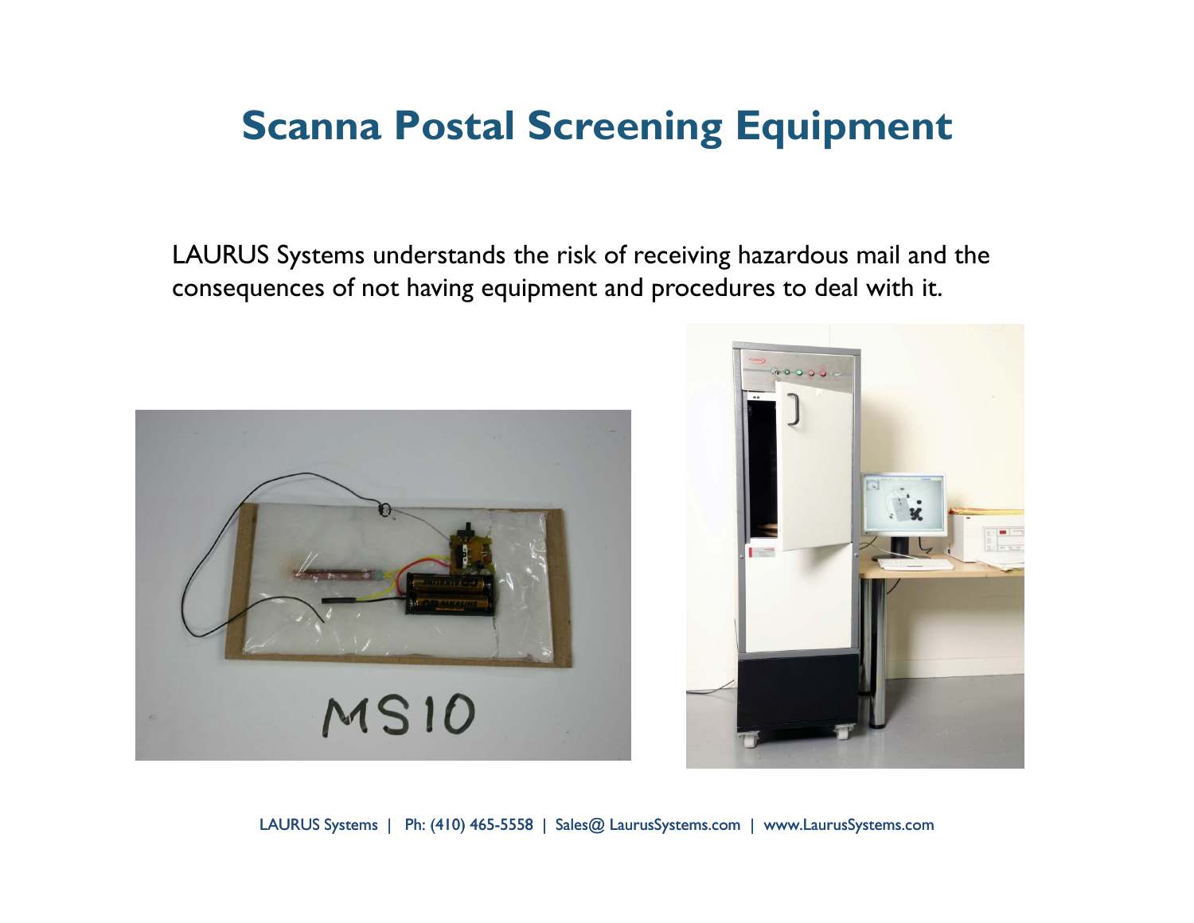# Scanna Postal Screening Equipment

LAURUS Systems understands the risk of receiving hazardous mail and the consequences of not having equipment and procedures to deal with it.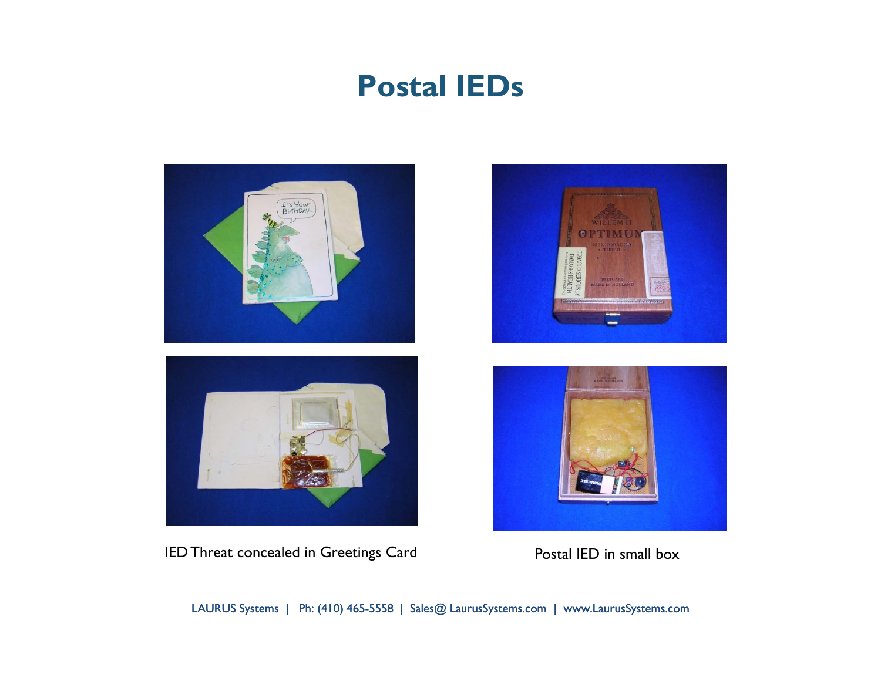# Postal IEDs

IED Threat concealed in Greetings Card

Postal IED in small box

LAURUS Systems | Ph: (410) 465-5558 | Sales@ LaurusSystems.com | www.LaurusSystems.com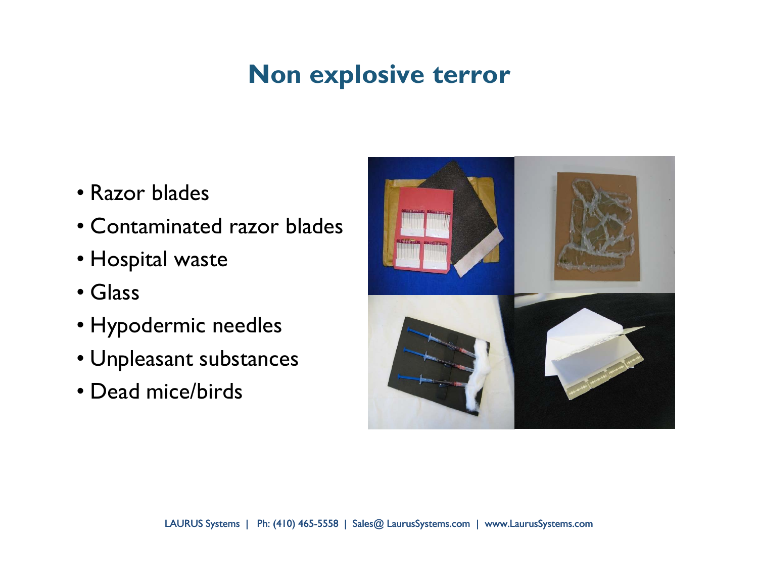# Non explosive terror

- Razor blades
- Contaminated razor blades
- Hospital waste
- Glass
- Hypodermic needles
- Unpleasant substances
- Dead mice/birds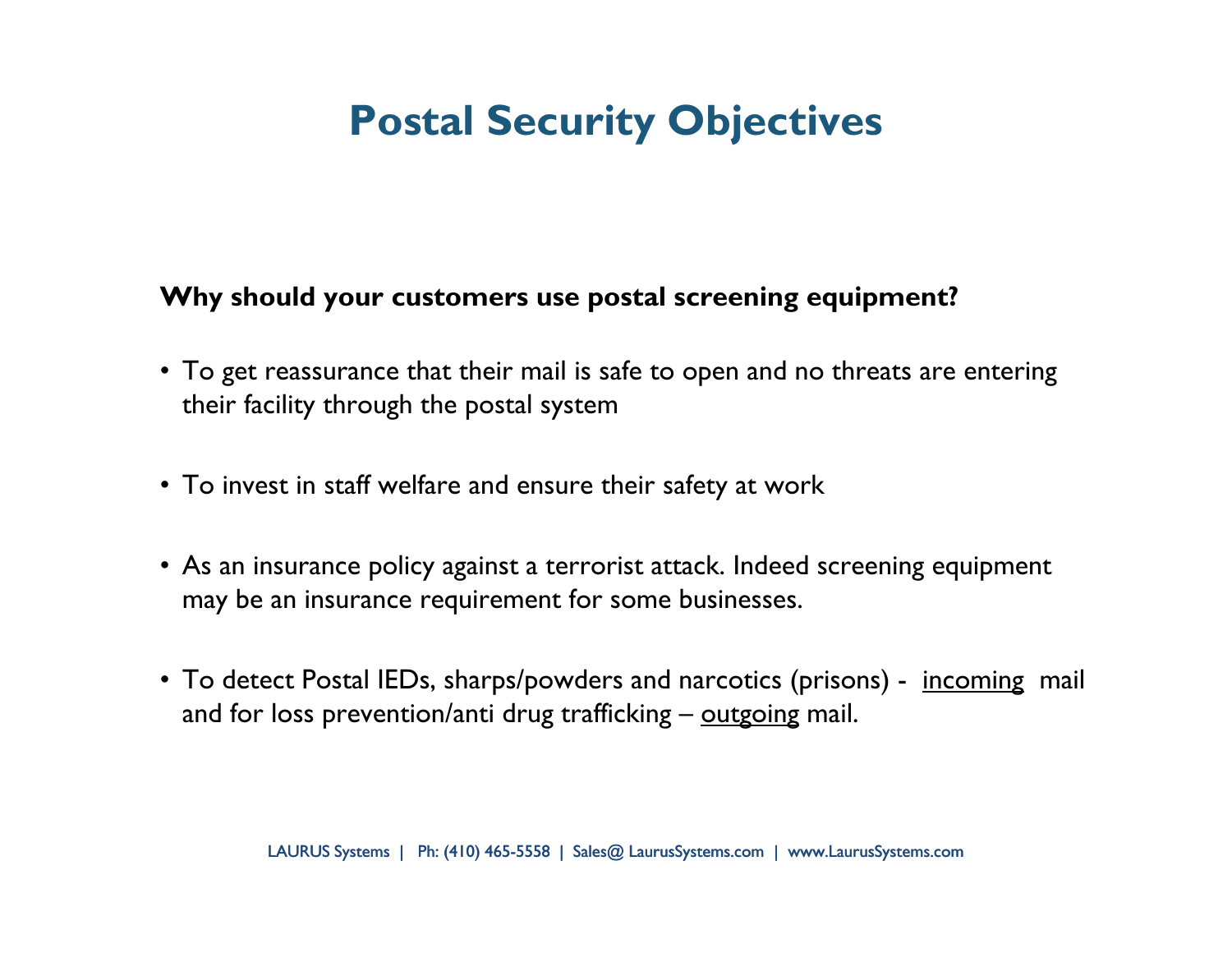# Postal Security Objectives

**Why should your customers use postal screening equipment?**

- To get reassurance that their mail is safe to open and no threats are entering their facility through the postal system
- To invest in staff welfare and ensure their safety at work
- As an insurance policy against a terrorist attack. Indeed screening equipment may be an insurance requirement for some businesses.
- To detect Postal IEDs, sharps/powders and narcotics (prisons) - <u>incoming</u> mail and for loss prevention/anti drug trafficking – <u>outgoing</u> mail.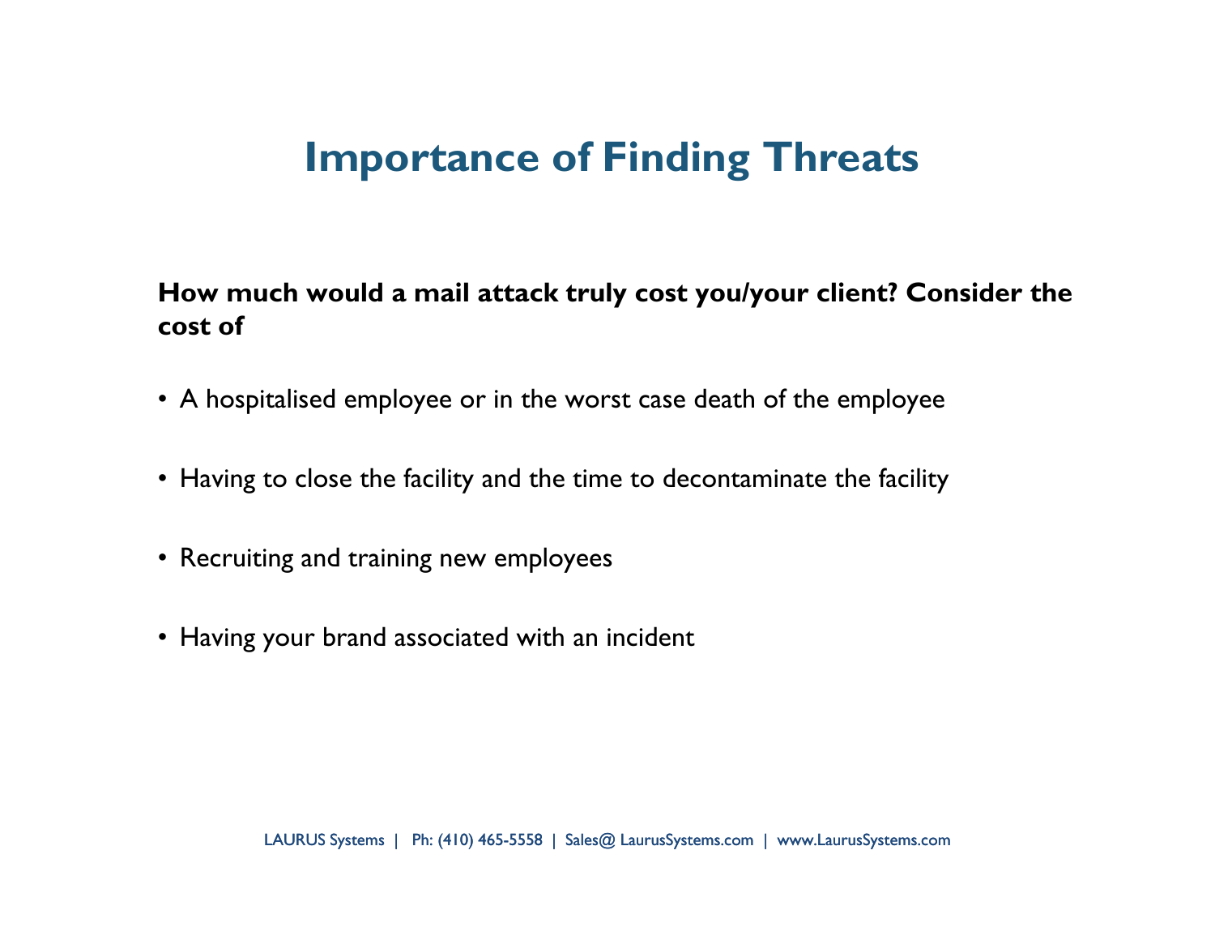# Importance of Finding Threats

**How much would a mail attack truly cost you/your client? Consider the cost of**

- A hospitalised employee or in the worst case death of the employee
- Having to close the facility and the time to decontaminate the facility
- Recruiting and training new employees
- Having your brand associated with an incident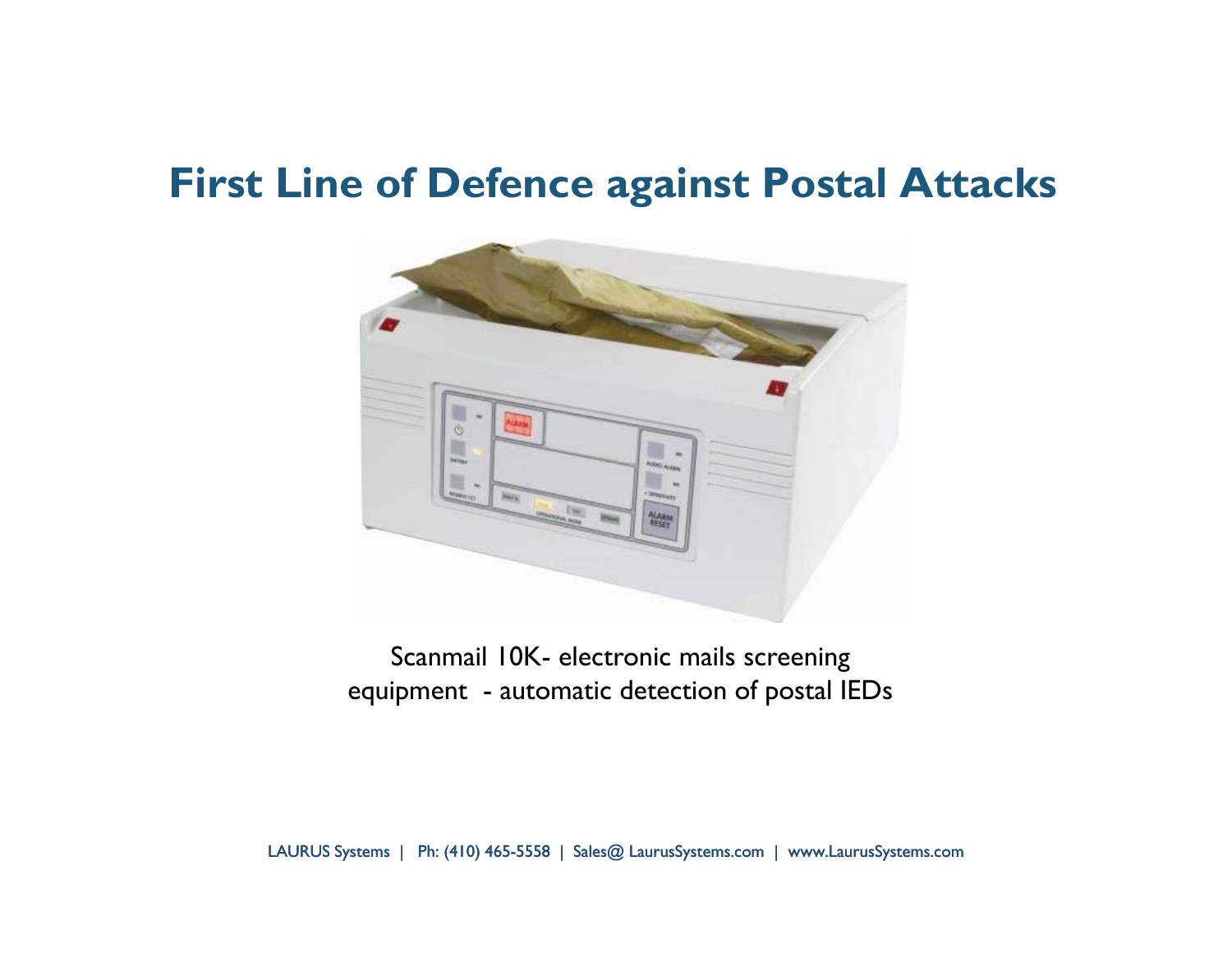# First Line of Defence against Postal Attacks

Scanmail 10K- electronic mails screening equipment - automatic detection of postal IEDs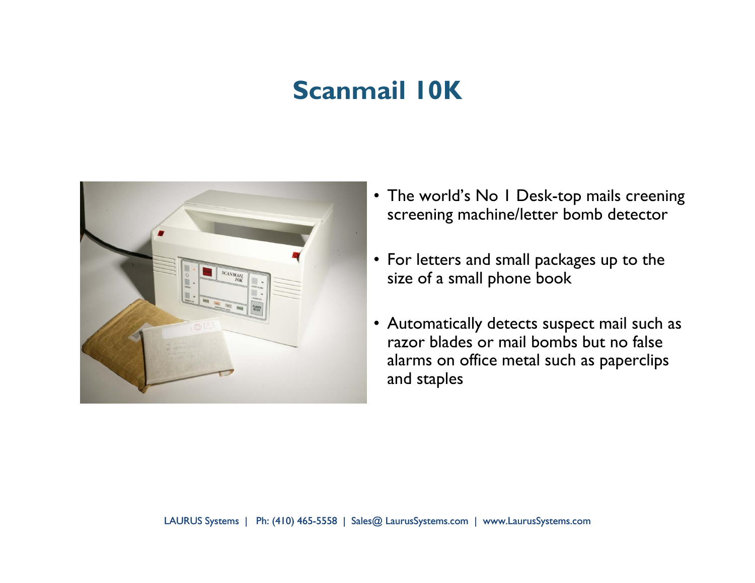# Scanmail 10K

- The world's No 1 Desk-top mails creening screening machine/letter bomb detector
- For letters and small packages up to the size of a small phone book
- Automatically detects suspect mail such as razor blades or mail bombs but no false alarms on office metal such as paperclips and staples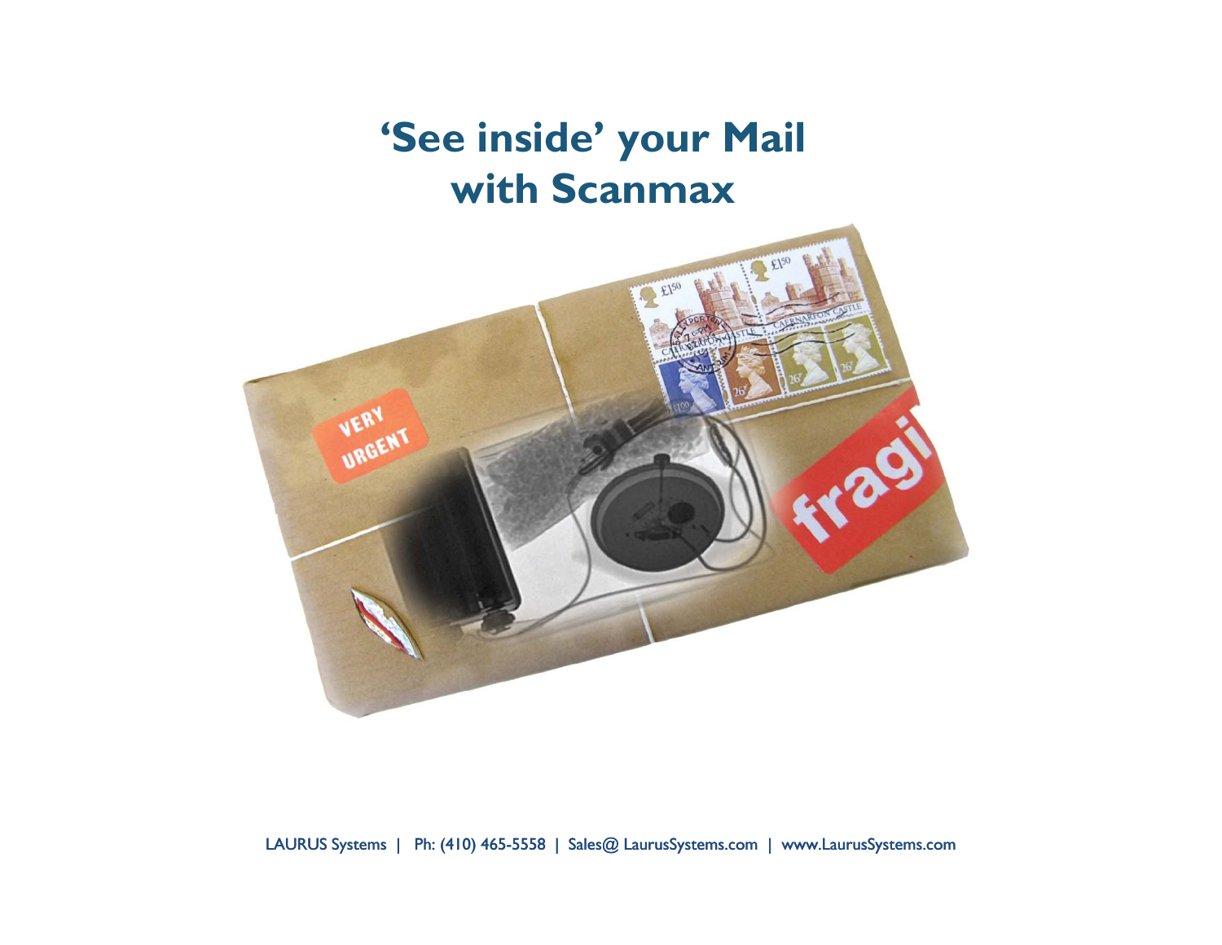# 'See inside' your Mail with Scanmax

LAURUS Systems | Ph: (410) 465-5558 | Sales@ LaurusSystems.com | www.LaurusSystems.com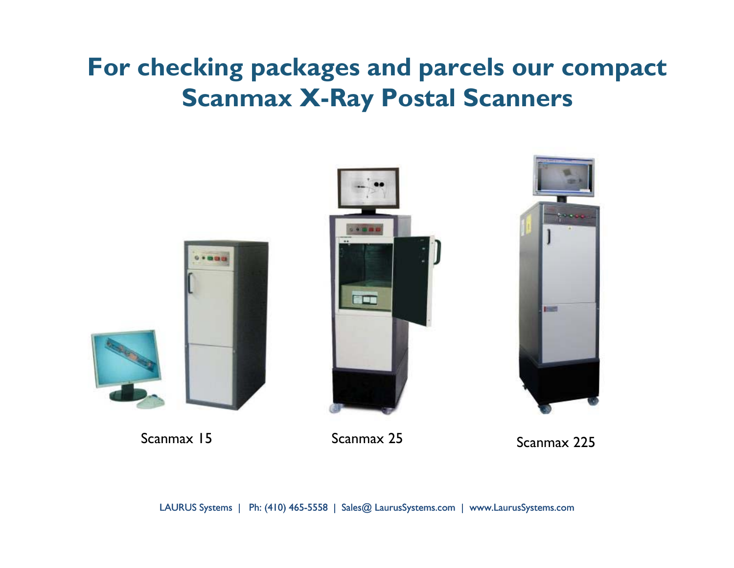# For checking packages and parcels our compact Scanmax X-Ray Postal Scanners

Scanmax 15

Scanmax 25

Scanmax 225

LAURUS Systems | Ph: (410) 465-5558 | Sales@ LaurusSystems.com | www.LaurusSystems.com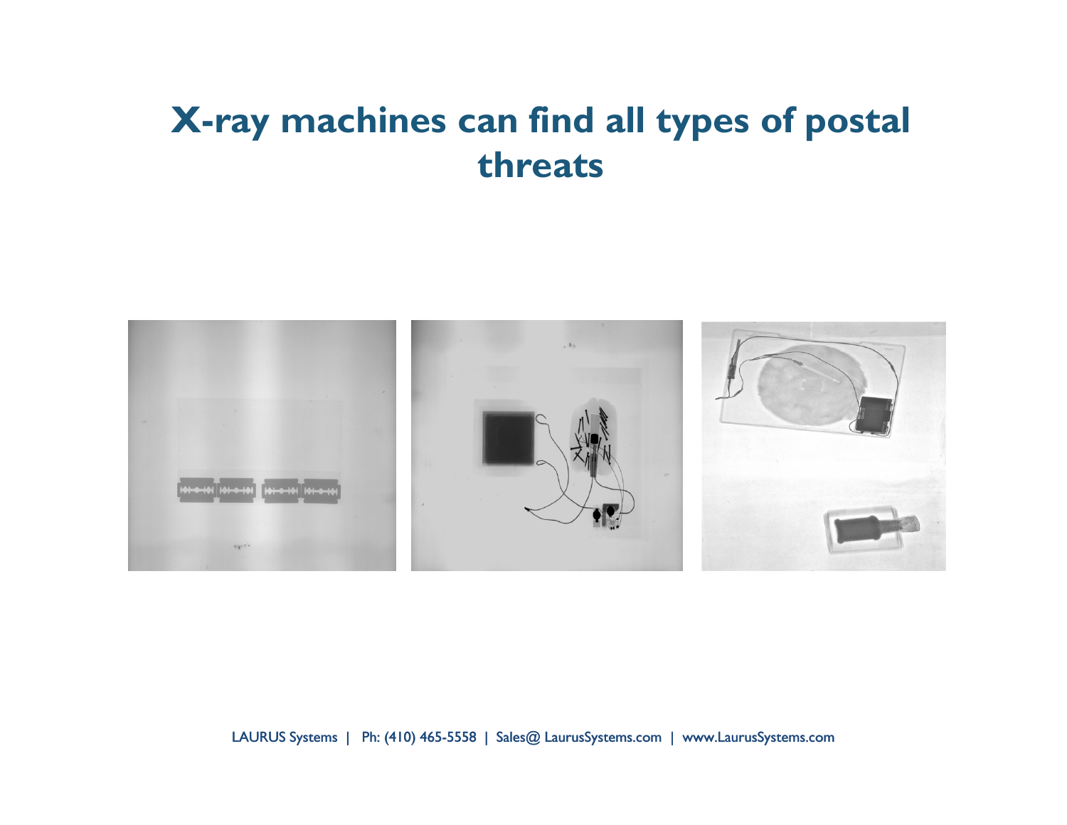# X-ray machines can find all types of postal threats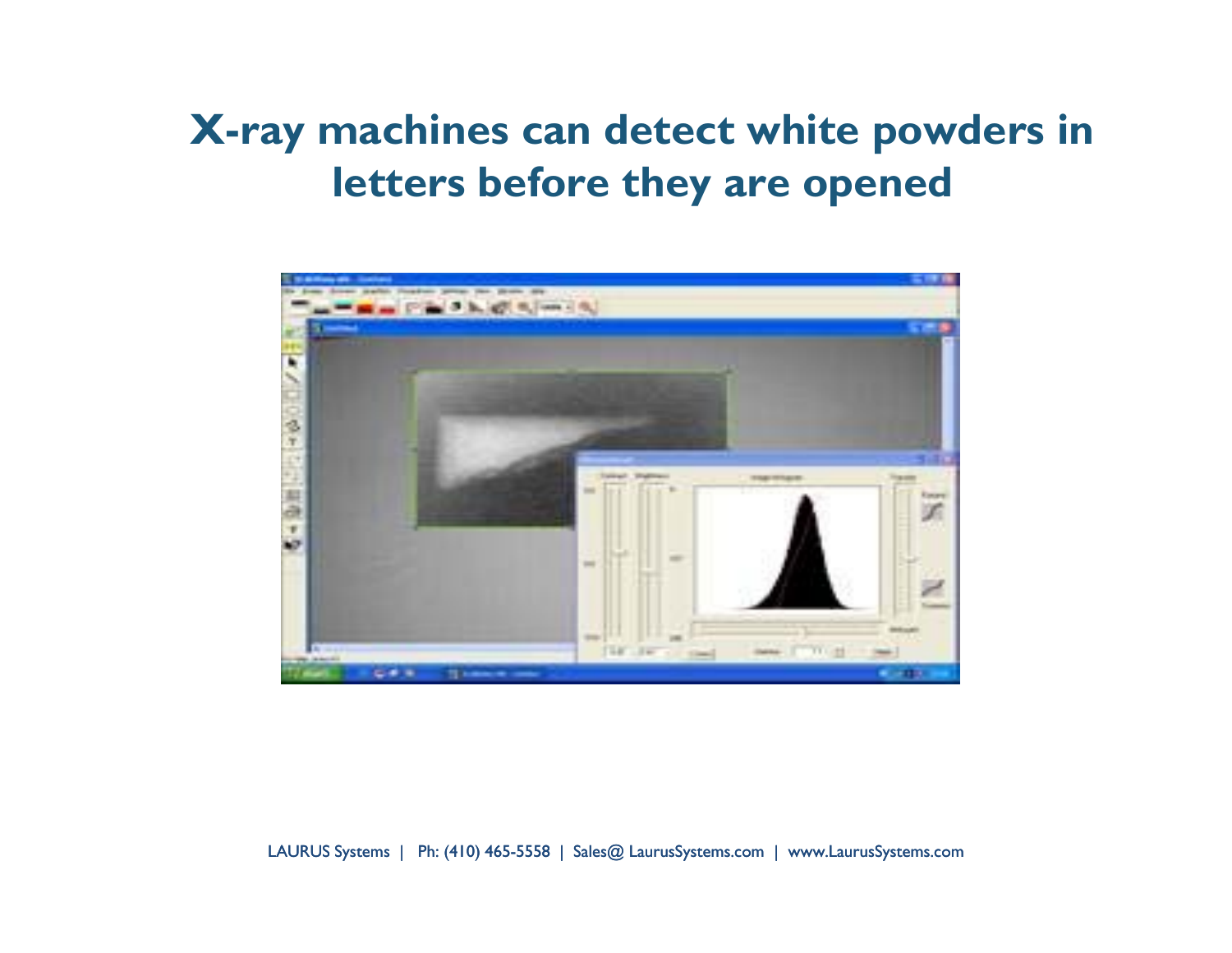# X-ray machines can detect white powders in letters before they are opened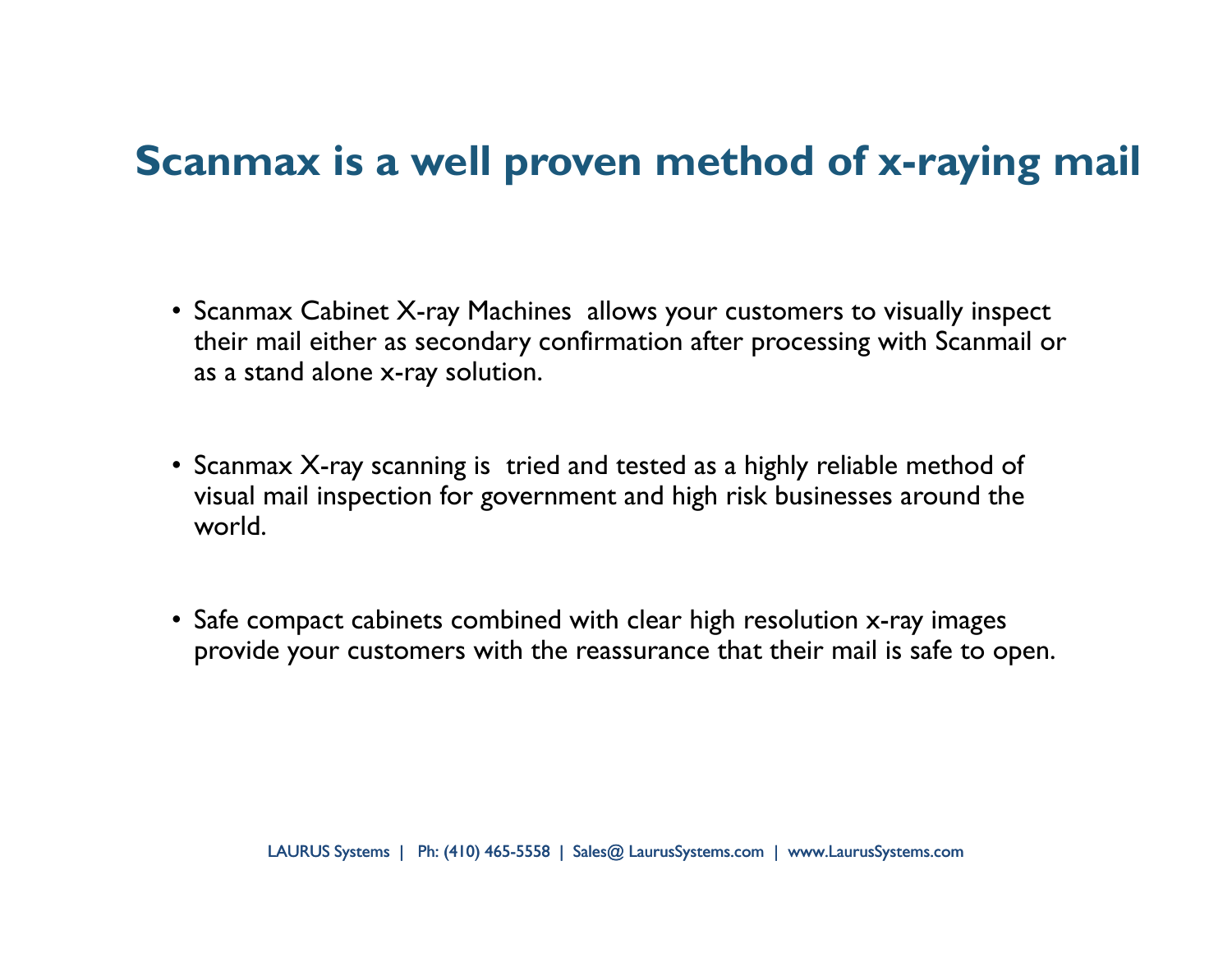# Scanmax is a well proven method of x-raying mail

- Scanmax Cabinet X-ray Machines allows your customers to visually inspect their mail either as secondary confirmation after processing with Scanmail or as a stand alone x-ray solution.

- Scanmax X-ray scanning is tried and tested as a highly reliable method of visual mail inspection for government and high risk businesses around the world.

- Safe compact cabinets combined with clear high resolution x-ray images provide your customers with the reassurance that their mail is safe to open.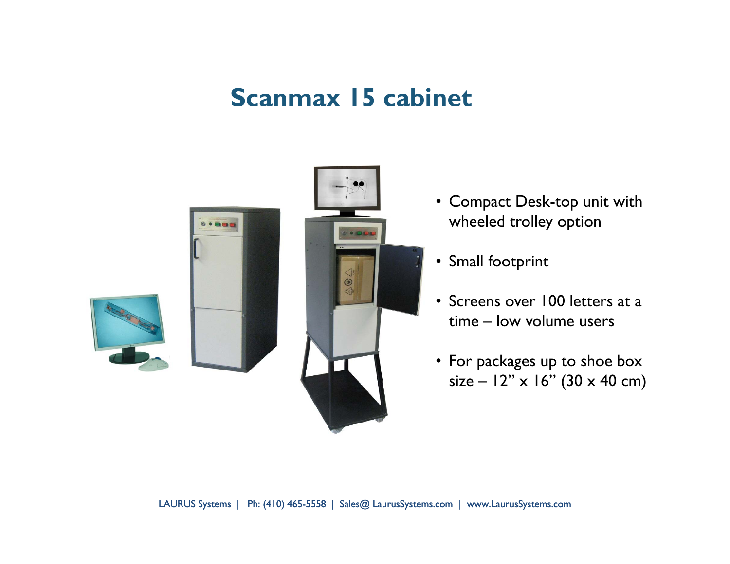# Scanmax 15 cabinet

- Compact Desk-top unit with wheeled trolley option
- Small footprint
- Screens over 100 letters at a time – low volume users
- For packages up to shoe box size – 12" x 16" (30 x 40 cm)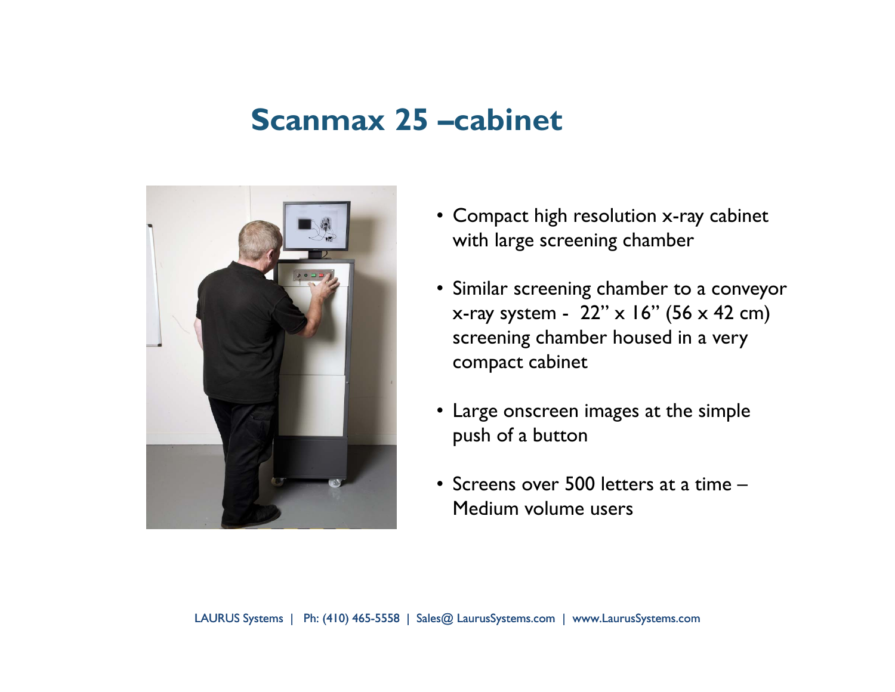# Scanmax 25 –cabinet

- Compact high resolution x-ray cabinet with large screening chamber
- Similar screening chamber to a conveyor x-ray system - 22" x 16" (56 x 42 cm) screening chamber housed in a very compact cabinet
- Large onscreen images at the simple push of a button
- Screens over 500 letters at a time – Medium volume users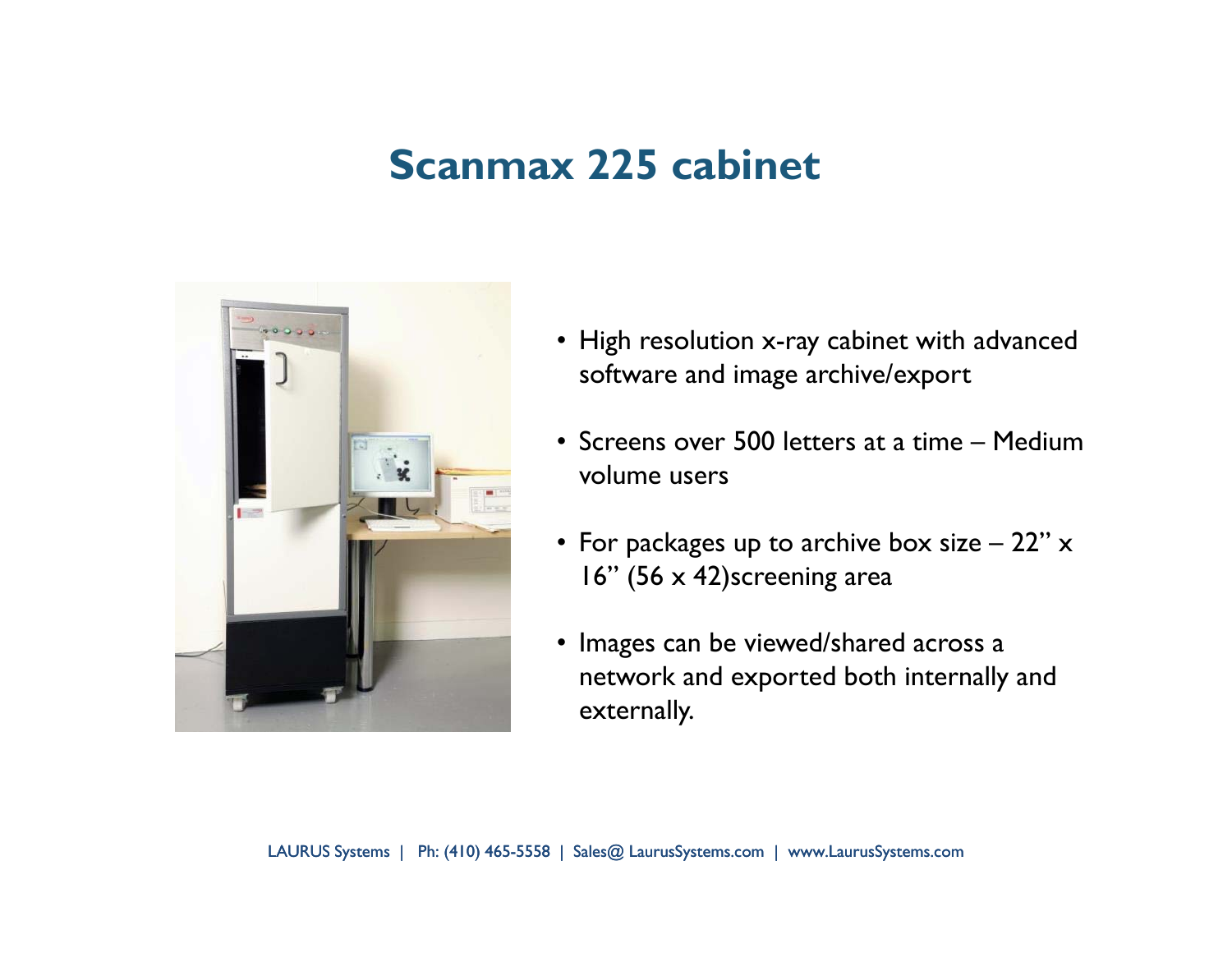# Scanmax 225 cabinet

- High resolution x-ray cabinet with advanced software and image archive/export
- Screens over 500 letters at a time – Medium volume users
- For packages up to archive box size – 22" x 16" (56 x 42)screening area
- Images can be viewed/shared across a network and exported both internally and externally.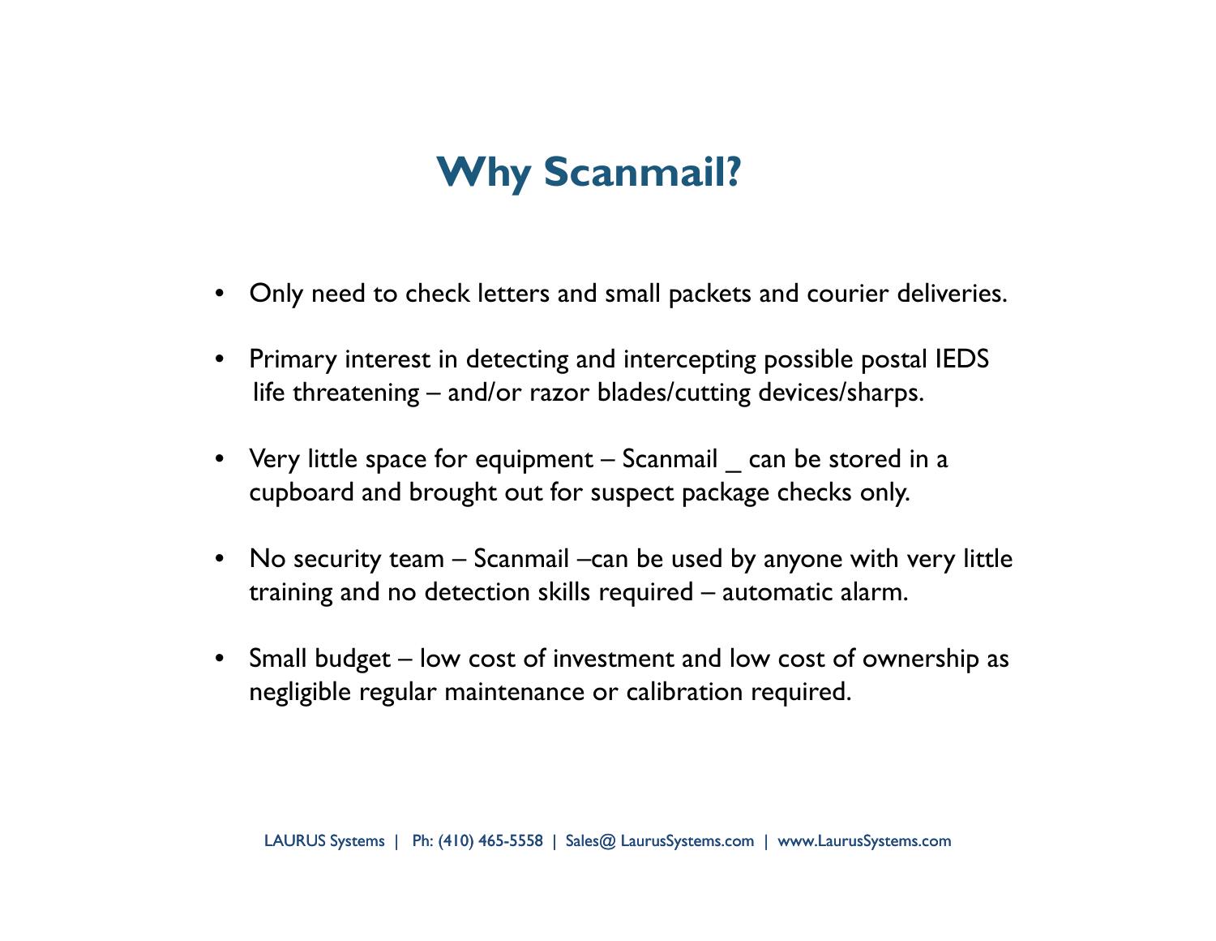# Why Scanmail?

- Only need to check letters and small packets and courier deliveries.
- Primary interest in detecting and intercepting possible postal IEDS life threatening – and/or razor blades/cutting devices/sharps.
- Very little space for equipment – Scanmail _ can be stored in a cupboard and brought out for suspect package checks only.
- No security team – Scanmail –can be used by anyone with very little training and no detection skills required – automatic alarm.
- Small budget – low cost of investment and low cost of ownership as negligible regular maintenance or calibration required.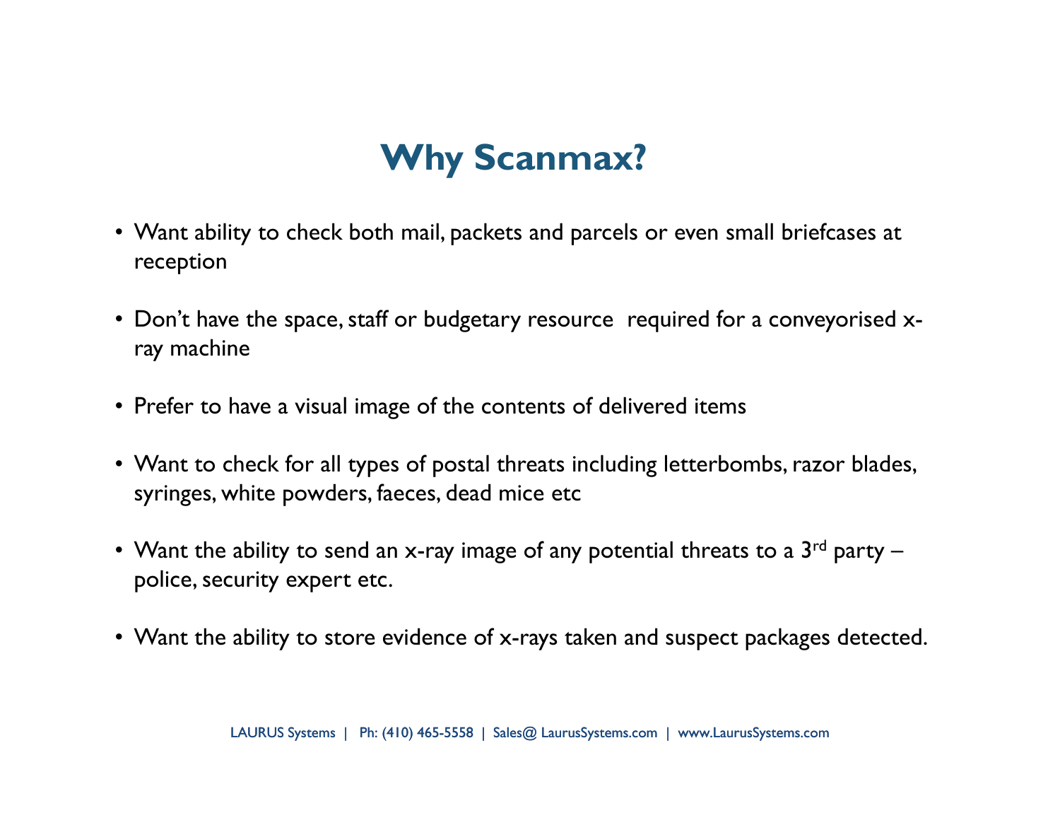# Why Scanmax?

- Want ability to check both mail, packets and parcels or even small briefcases at reception
- Don't have the space, staff or budgetary resource required for a conveyorised x-ray machine
- Prefer to have a visual image of the contents of delivered items
- Want to check for all types of postal threats including letterbombs, razor blades, syringes, white powders, faeces, dead mice etc
- Want the ability to send an x-ray image of any potential threats to a 3rd party – police, security expert etc.
- Want the ability to store evidence of x-rays taken and suspect packages detected.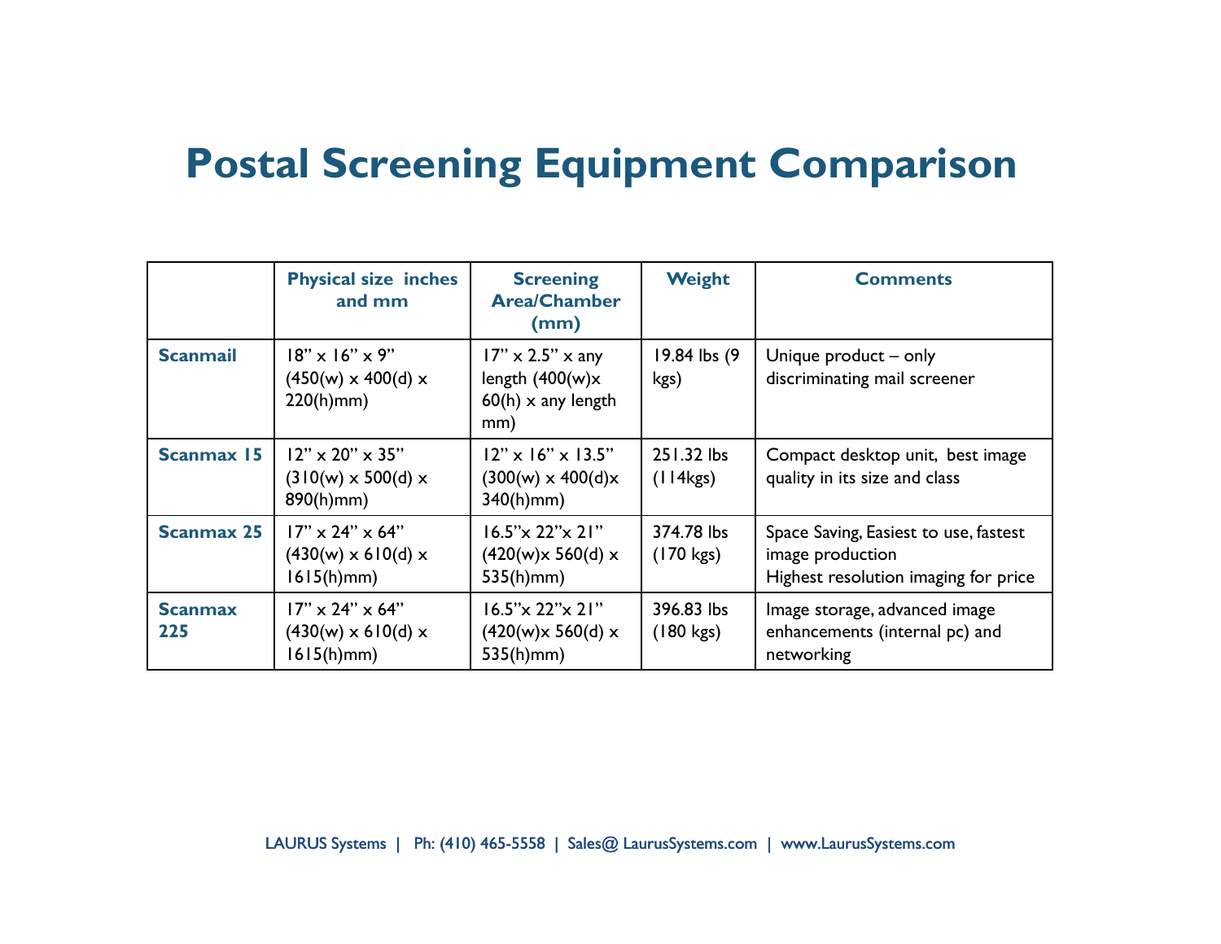# Postal Screening Equipment Comparison

| | Physical size inches and mm | Screening Area/Chamber (mm) | Weight | Comments |
|---|---|---|---|---|
| **Scanmail** | 18" x 16" x 9" (450(w) x 400(d) x 220(h)mm) | 17" x 2.5" x any length (400(w)x 60(h) x any length mm) | 19.84 lbs (9 kgs) | Unique product – only discriminating mail screener |
| **Scanmax 15** | 12" x 20" x 35" (310(w) x 500(d) x 890(h)mm) | 12" x 16" x 13.5" (300(w) x 400(d)x 340(h)mm) | 251.32 lbs (114kgs) | Compact desktop unit, best image quality in its size and class |
| **Scanmax 25** | 17" x 24" x 64" (430(w) x 610(d) x 1615(h)mm) | 16.5"x 22"x 21" (420(w)x 560(d) x 535(h)mm) | 374.78 lbs (170 kgs) | Space Saving, Easiest to use, fastest image production<br>Highest resolution imaging for price |
| **Scanmax 225** | 17" x 24" x 64" (430(w) x 610(d) x 1615(h)mm) | 16.5"x 22"x 21" (420(w)x 560(d) x 535(h)mm) | 396.83 lbs (180 kgs) | Image storage, advanced image enhancements (internal pc) and networking |

LAURUS Systems | Ph: (410) 465-5558 | Sales@ LaurusSystems.com | www.LaurusSystems.com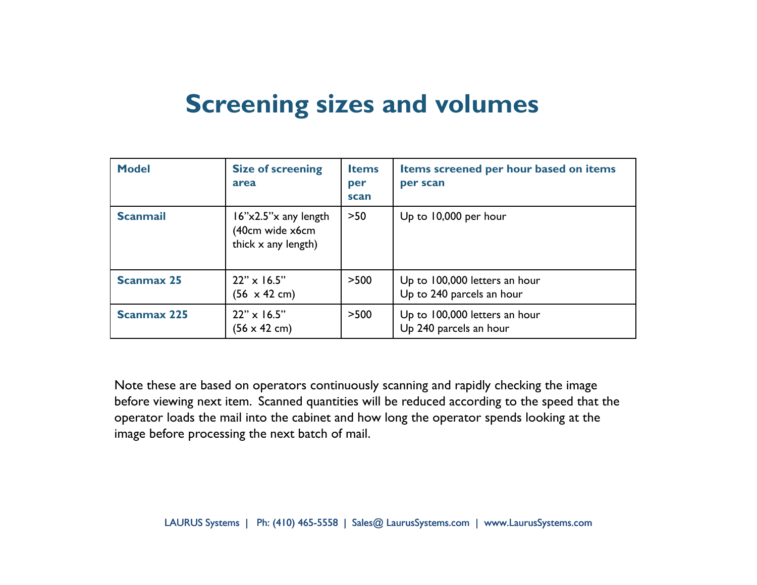# Screening sizes and volumes

| Model | Size of screening area | Items per scan | Items screened per hour based on items per scan |
|---|---|---|---|
| **Scanmail** | 16"x2.5"x any length (40cm wide x6cm thick x any length) | >50 | Up to 10,000 per hour |
| **Scanmax 25** | 22" x 16.5" (56  x 42 cm) | >500 | Up to 100,000 letters an hour<br>Up to 240 parcels an hour |
| **Scanmax 225** | 22" x 16.5" (56 x 42 cm) | >500 | Up to 100,000 letters an hour<br>Up 240 parcels an hour |

Note these are based on operators continuously scanning and rapidly checking the image before viewing next item. Scanned quantities will be reduced according to the speed that the operator loads the mail into the cabinet and how long the operator spends looking at the image before processing the next batch of mail.

LAURUS Systems | Ph: (410) 465-5558 | Sales@ LaurusSystems.com | www.LaurusSystems.com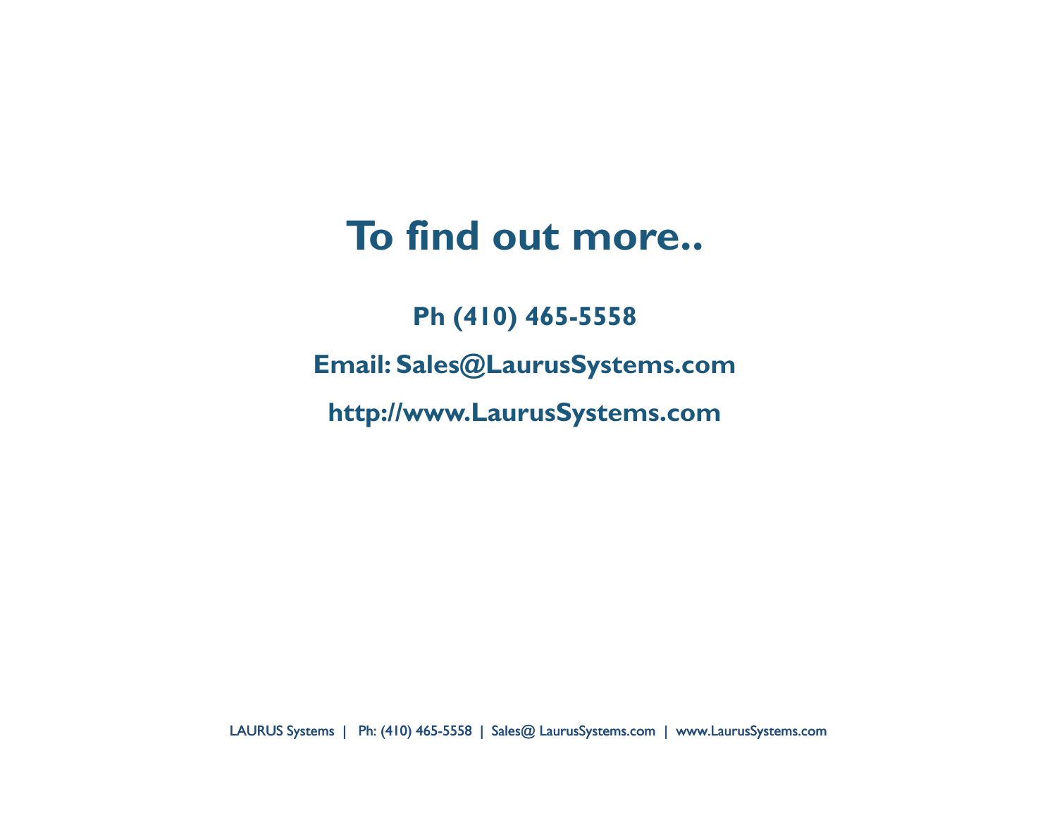# To find out more..

**Ph (410) 465-5558**

**Email: Sales@LaurusSystems.com**

**http://www.LaurusSystems.com**